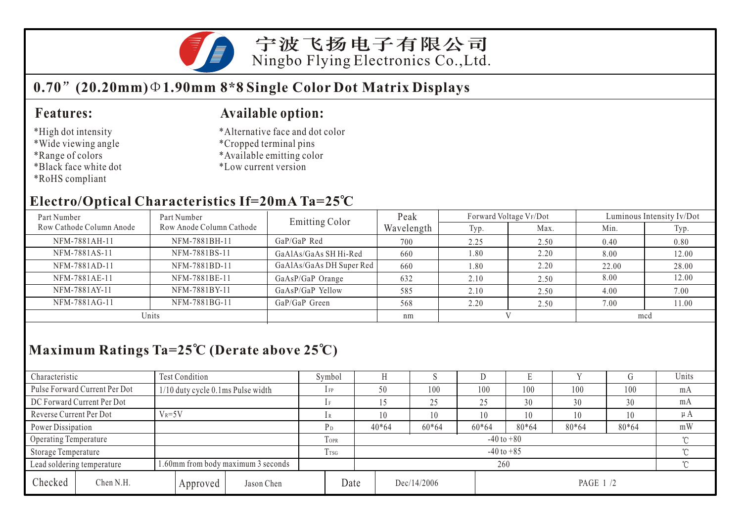宁波飞扬电子有限公司
Ningbo Flying Electronics Co.,Ltd.

# 0.70”(20.20mm)Φ1.90mm 8*8 Single Color Dot Matrix Displays

## Features:

*High dot intensity
*Wide viewing angle
*Range of colors
*Black face white dot
*RoHS compliant

## Available option:

*Alternative face and dot color
*Cropped terminal pins
*Available emitting color
*Low current version

## Electro/Optical Characteristics If=20mA Ta=25℃

| Part Number Row Cathode Column Anode | Part Number Row Anode Column Cathode | Emitting Color | Peak Wavelength | Forward Voltage $V_F$/Dot | | Luminous Intensity Iv/Dot | |
|---|---|---|---|---|---|---|---|
| | | | | Typ. | Max. | Min. | Typ. |
| NFM-7881AH-11 | NFM-7881BH-11 | GaP/GaP Red | 700 | 2.25 | 2.50 | 0.40 | 0.80 |
| NFM-7881AS-11 | NFM-7881BS-11 | GaAlAs/GaAs SH Hi-Red | 660 | 1.80 | 2.20 | 8.00 | 12.00 |
| NFM-7881AD-11 | NFM-7881BD-11 | GaAlAs/GaAs DH Super Red | 660 | 1.80 | 2.20 | 22.00 | 28.00 |
| NFM-7881AE-11 | NFM-7881BE-11 | GaAsP/GaP Orange | 632 | 2.10 | 2.50 | 8.00 | 12.00 |
| NFM-7881AY-11 | NFM-7881BY-11 | GaAsP/GaP Yellow | 585 | 2.10 | 2.50 | 4.00 | 7.00 |
| NFM-7881AG-11 | NFM-7881BG-11 | GaP/GaP Green | 568 | 2.20 | 2.50 | 7.00 | 11.00 |
| Units | | | nm | V | | mcd | |

## Maximum Ratings Ta=25℃ (Derate above 25℃)

| Characteristic | Test Condition | Symbol | H | S | D | E | Y | G | Units |
|---|---|---|---|---|---|---|---|---|---|
| Pulse Forward Current Per Dot | 1/10 duty cycle 0.1ms Pulse width | $I_{FP}$ | 50 | 100 | 100 | 100 | 100 | 100 | mA |
| DC Forward Current Per Dot | | $I_F$ | 15 | 25 | 25 | 30 | 30 | 30 | mA |
| Reverse Current Per Dot | $V_R$=5V | $I_R$ | 10 | 10 | 10 | 10 | 10 | 10 | μA |
| Power Dissipation | | $P_D$ | 40*64 | 60*64 | 60*64 | 80*64 | 80*64 | 80*64 | mW |
| Operating Temperature | | $T_{OPR}$ | -40 to +80 | | | | | | ℃ |
| Storage Temperature | | $T_{TSG}$ | -40 to +85 | | | | | | ℃ |
| Lead soldering temperature | 1.60mm from body maximum 3 seconds | | 260 | | | | | | ℃ |

| | | | | | |
|---|---|---|---|---|---|
| Checked | Chen N.H. | Approved | Jason Chen | Date | Dec/14/2006 |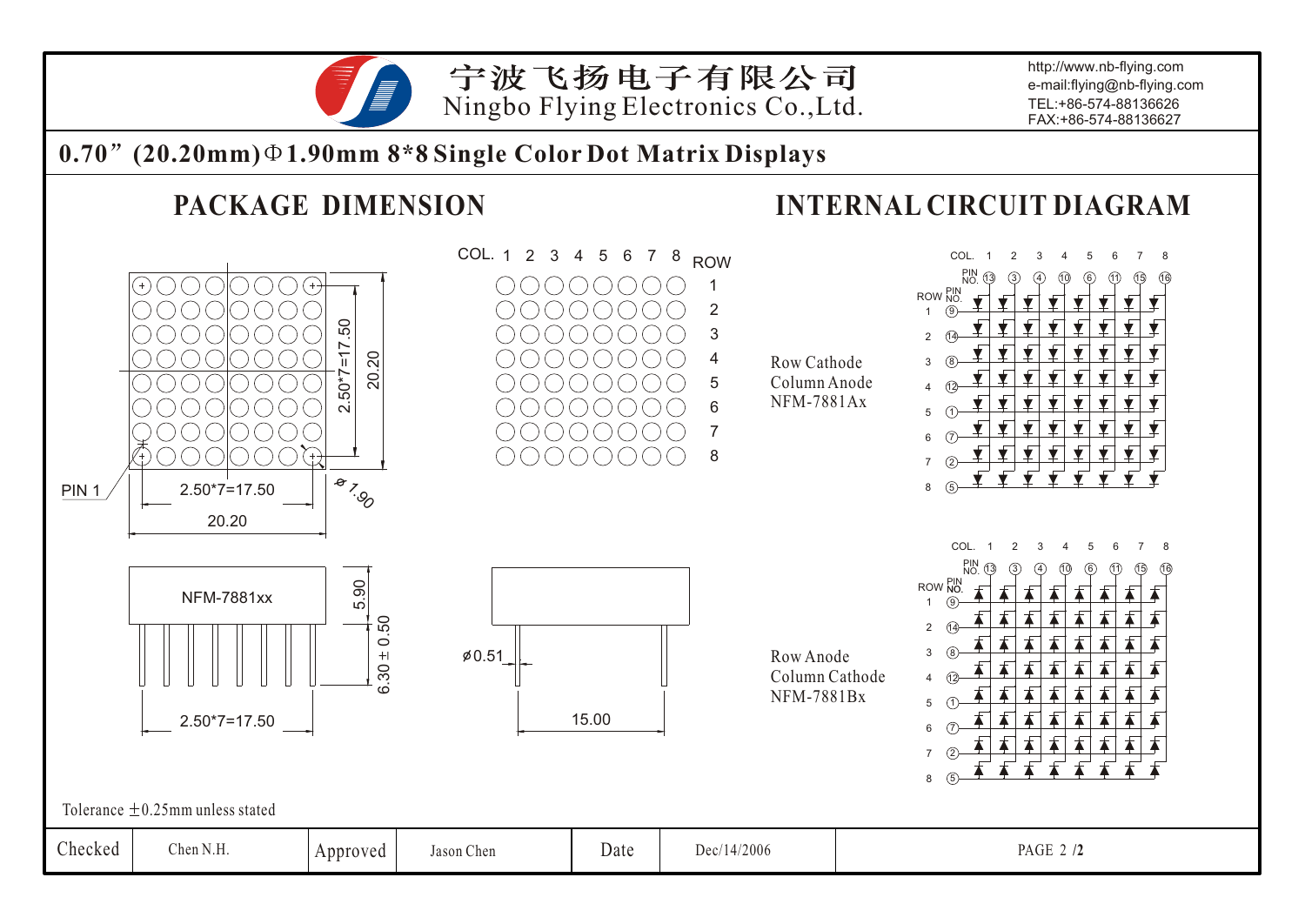宁波飞扬电子有限公司
Ningbo Flying Electronics Co.,Ltd.

http://www.nb-flying.com
e-mail:flying@nb-flying.com
TEL:+86-574-88136626
FAX:+86-574-88136627

# 0.70”(20.20mm)Φ1.90mm 8*8 Single Color Dot Matrix Displays

## PACKAGE DIMENSION

PIN 1

2.50*7=17.50

20.20

2.50*7=17.50

20.20

ø 1.90

COL. 1 2 3 4 5 6 7 8

ROW 1 2 3 4 5 6 7 8

NFM-7881xx

5.90

6.30 ± 0.50

2.50*7=17.50

ø0.51

15.00

## INTERNAL CIRCUIT DIAGRAM

Row Cathode
Column Anode
NFM-7881Ax

Row Anode
Column Cathode
NFM-7881Bx

| COL. | 1 | 2 | 3 | 4 | 5 | 6 | 7 | 8 |
|---|---|---|---|---|---|---|---|---|
| PIN NO. | 13 | 3 | 4 | 10 | 6 | 11 | 15 | 16 |

| ROW | 1 | 2 | 3 | 4 | 5 | 6 | 7 | 8 |
|---|---|---|---|---|---|---|---|---|
| PIN NO. | 9 | 14 | 8 | 12 | 1 | 7 | 2 | 5 |

Tolerance ±0.25mm unless stated

| Checked | Chen N.H. | Approved | Jason Chen | Date | Dec/14/2006 |
|---|---|---|---|---|---|